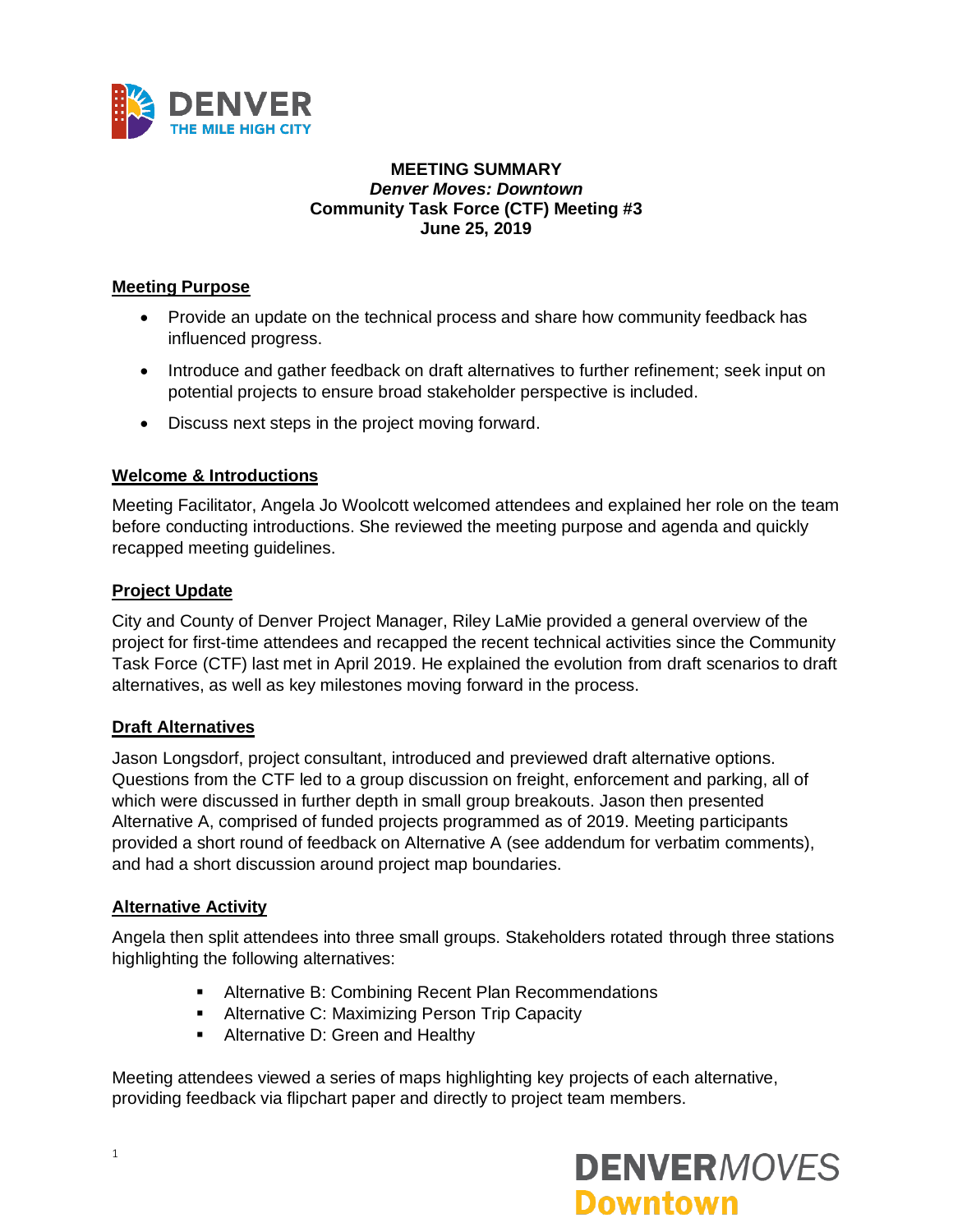# MEETING SUMMARY
## *Denver Moves: Downtown*
## Community Task Force (CTF) Meeting #3
## June 25, 2019

### Meeting Purpose

- Provide an update on the technical process and share how community feedback has influenced progress.
- Introduce and gather feedback on draft alternatives to further refinement; seek input on potential projects to ensure broad stakeholder perspective is included.
- Discuss next steps in the project moving forward.

### Welcome & Introductions

Meeting Facilitator, Angela Jo Woolcott welcomed attendees and explained her role on the team before conducting introductions. She reviewed the meeting purpose and agenda and quickly recapped meeting guidelines.

### Project Update

City and County of Denver Project Manager, Riley LaMie provided a general overview of the project for first-time attendees and recapped the recent technical activities since the Community Task Force (CTF) last met in April 2019. He explained the evolution from draft scenarios to draft alternatives, as well as key milestones moving forward in the process.

### Draft Alternatives

Jason Longsdorf, project consultant, introduced and previewed draft alternative options. Questions from the CTF led to a group discussion on freight, enforcement and parking, all of which were discussed in further depth in small group breakouts. Jason then presented Alternative A, comprised of funded projects programmed as of 2019. Meeting participants provided a short round of feedback on Alternative A (see addendum for verbatim comments), and had a short discussion around project map boundaries.

### Alternative Activity

Angela then split attendees into three small groups. Stakeholders rotated through three stations highlighting the following alternatives:

- Alternative B: Combining Recent Plan Recommendations
- Alternative C: Maximizing Person Trip Capacity
- Alternative D: Green and Healthy

Meeting attendees viewed a series of maps highlighting key projects of each alternative, providing feedback via flipchart paper and directly to project team members.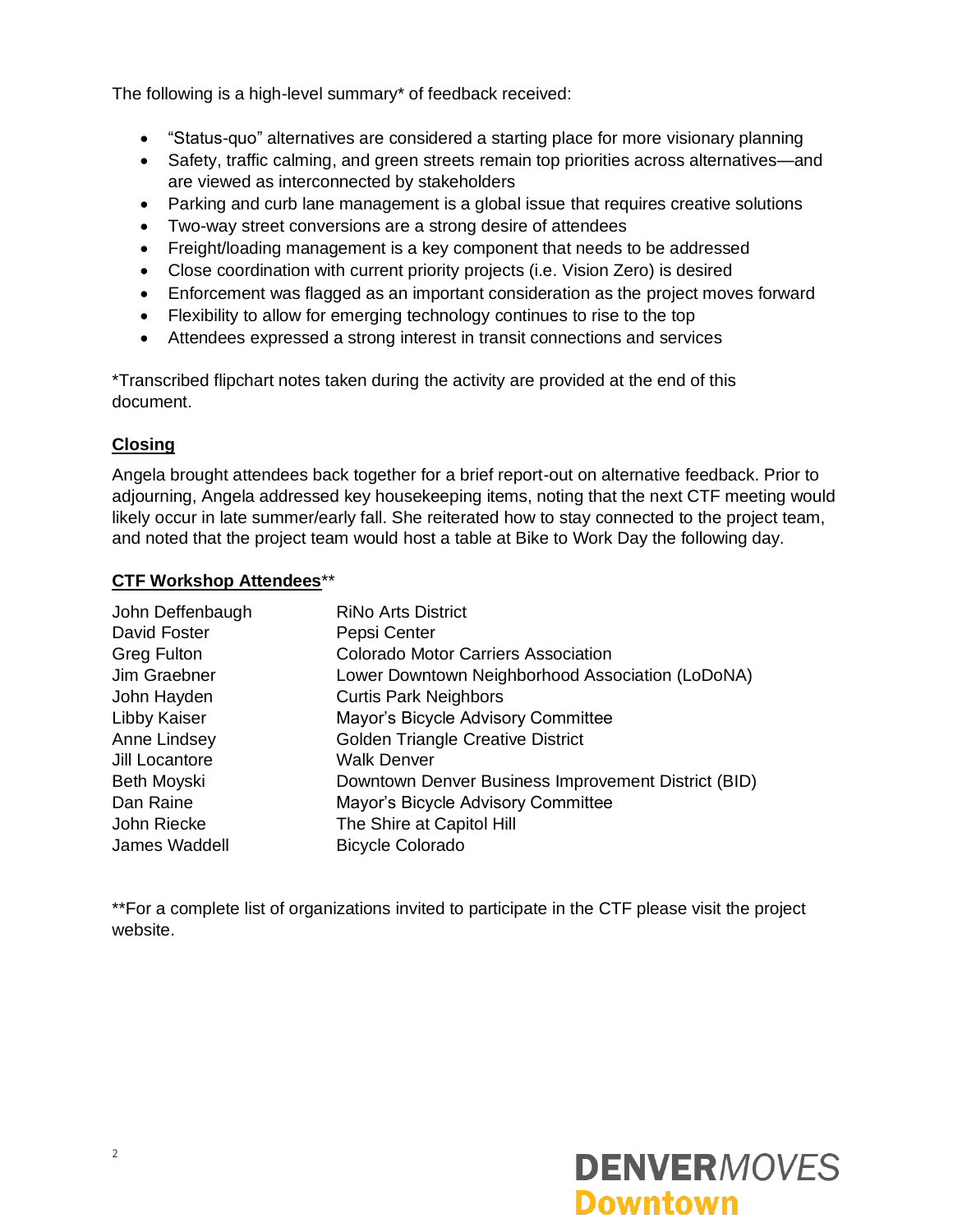The following is a high-level summary* of feedback received:

- "Status-quo" alternatives are considered a starting place for more visionary planning
- Safety, traffic calming, and green streets remain top priorities across alternatives—and are viewed as interconnected by stakeholders
- Parking and curb lane management is a global issue that requires creative solutions
- Two-way street conversions are a strong desire of attendees
- Freight/loading management is a key component that needs to be addressed
- Close coordination with current priority projects (i.e. Vision Zero) is desired
- Enforcement was flagged as an important consideration as the project moves forward
- Flexibility to allow for emerging technology continues to rise to the top
- Attendees expressed a strong interest in transit connections and services

*Transcribed flipchart notes taken during the activity are provided at the end of this document.

## Closing

Angela brought attendees back together for a brief report-out on alternative feedback. Prior to adjourning, Angela addressed key housekeeping items, noting that the next CTF meeting would likely occur in late summer/early fall. She reiterated how to stay connected to the project team, and noted that the project team would host a table at Bike to Work Day the following day.

## CTF Workshop Attendees**

| | |
|---|---|
| John Deffenbaugh | RiNo Arts District |
| David Foster | Pepsi Center |
| Greg Fulton | Colorado Motor Carriers Association |
| Jim Graebner | Lower Downtown Neighborhood Association (LoDoNA) |
| John Hayden | Curtis Park Neighbors |
| Libby Kaiser | Mayor's Bicycle Advisory Committee |
| Anne Lindsey | Golden Triangle Creative District |
| Jill Locantore | Walk Denver |
| Beth Moyski | Downtown Denver Business Improvement District (BID) |
| Dan Raine | Mayor's Bicycle Advisory Committee |
| John Riecke | The Shire at Capitol Hill |
| James Waddell | Bicycle Colorado |

**For a complete list of organizations invited to participate in the CTF please visit the project website.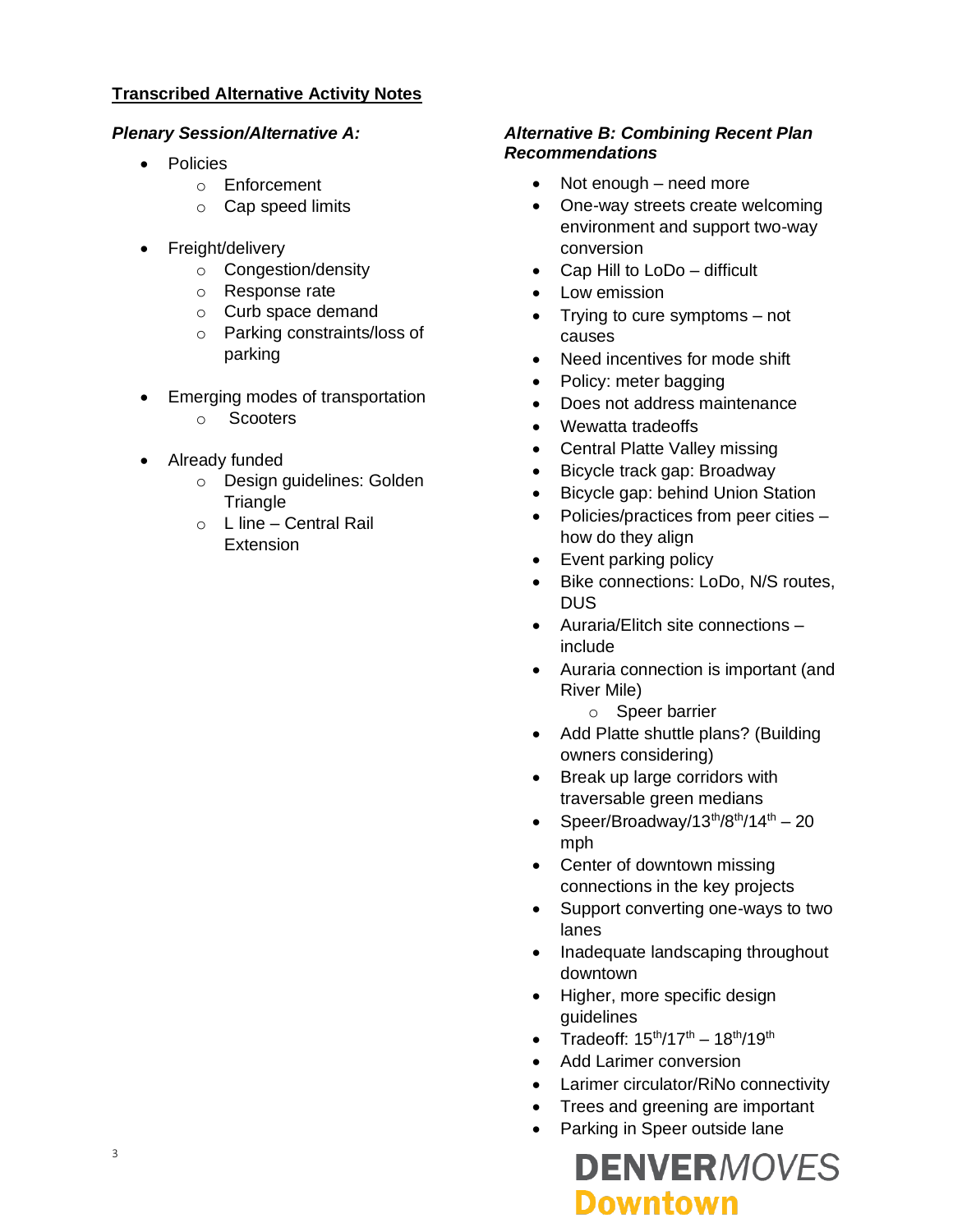## Transcribed Alternative Activity Notes

### *Plenary Session/Alternative A:*

- Policies
  - Enforcement
  - Cap speed limits
- Freight/delivery
  - Congestion/density
  - Response rate
  - Curb space demand
  - Parking constraints/loss of parking
- Emerging modes of transportation
  - Scooters
- Already funded
  - Design guidelines: Golden Triangle
  - L line – Central Rail Extension

### *Alternative B: Combining Recent Plan Recommendations*

- Not enough – need more
- One-way streets create welcoming environment and support two-way conversion
- Cap Hill to LoDo – difficult
- Low emission
- Trying to cure symptoms – not causes
- Need incentives for mode shift
- Policy: meter bagging
- Does not address maintenance
- Wewatta tradeoffs
- Central Platte Valley missing
- Bicycle track gap: Broadway
- Bicycle gap: behind Union Station
- Policies/practices from peer cities – how do they align
- Event parking policy
- Bike connections: LoDo, N/S routes, DUS
- Auraria/Elitch site connections – include
- Auraria connection is important (and River Mile)
  - Speer barrier
- Add Platte shuttle plans? (Building owners considering)
- Break up large corridors with traversable green medians
- Speer/Broadway/13th/8th/14th – 20 mph
- Center of downtown missing connections in the key projects
- Support converting one-ways to two lanes
- Inadequate landscaping throughout downtown
- Higher, more specific design guidelines
- Tradeoff: 15th/17th – 18th/19th
- Add Larimer conversion
- Larimer circulator/RiNo connectivity
- Trees and greening are important
- Parking in Speer outside lane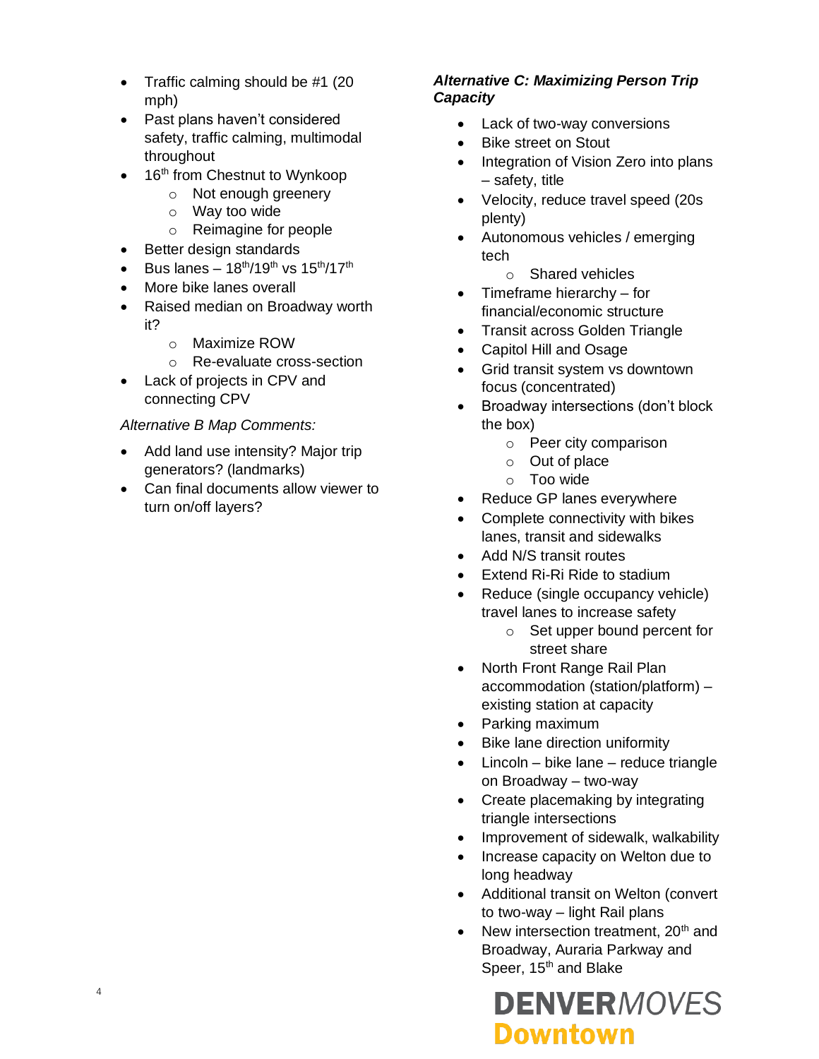- Traffic calming should be #1 (20 mph)
- Past plans haven't considered safety, traffic calming, multimodal throughout
- 16th from Chestnut to Wynkoop
  - Not enough greenery
  - Way too wide
  - Reimagine for people
- Better design standards
- Bus lanes – 18th/19th vs 15th/17th
- More bike lanes overall
- Raised median on Broadway worth it?
  - Maximize ROW
  - Re-evaluate cross-section
- Lack of projects in CPV and connecting CPV

*Alternative B Map Comments:*

- Add land use intensity? Major trip generators? (landmarks)
- Can final documents allow viewer to turn on/off layers?

***Alternative C: Maximizing Person Trip Capacity***

- Lack of two-way conversions
- Bike street on Stout
- Integration of Vision Zero into plans – safety, title
- Velocity, reduce travel speed (20s plenty)
- Autonomous vehicles / emerging tech
  - Shared vehicles
- Timeframe hierarchy – for financial/economic structure
- Transit across Golden Triangle
- Capitol Hill and Osage
- Grid transit system vs downtown focus (concentrated)
- Broadway intersections (don't block the box)
  - Peer city comparison
  - Out of place
  - Too wide
- Reduce GP lanes everywhere
- Complete connectivity with bikes lanes, transit and sidewalks
- Add N/S transit routes
- Extend Ri-Ri Ride to stadium
- Reduce (single occupancy vehicle) travel lanes to increase safety
  - Set upper bound percent for street share
- North Front Range Rail Plan accommodation (station/platform) – existing station at capacity
- Parking maximum
- Bike lane direction uniformity
- Lincoln – bike lane – reduce triangle on Broadway – two-way
- Create placemaking by integrating triangle intersections
- Improvement of sidewalk, walkability
- Increase capacity on Welton due to long headway
- Additional transit on Welton (convert to two-way – light Rail plans
- New intersection treatment, 20th and Broadway, Auraria Parkway and Speer, 15th and Blake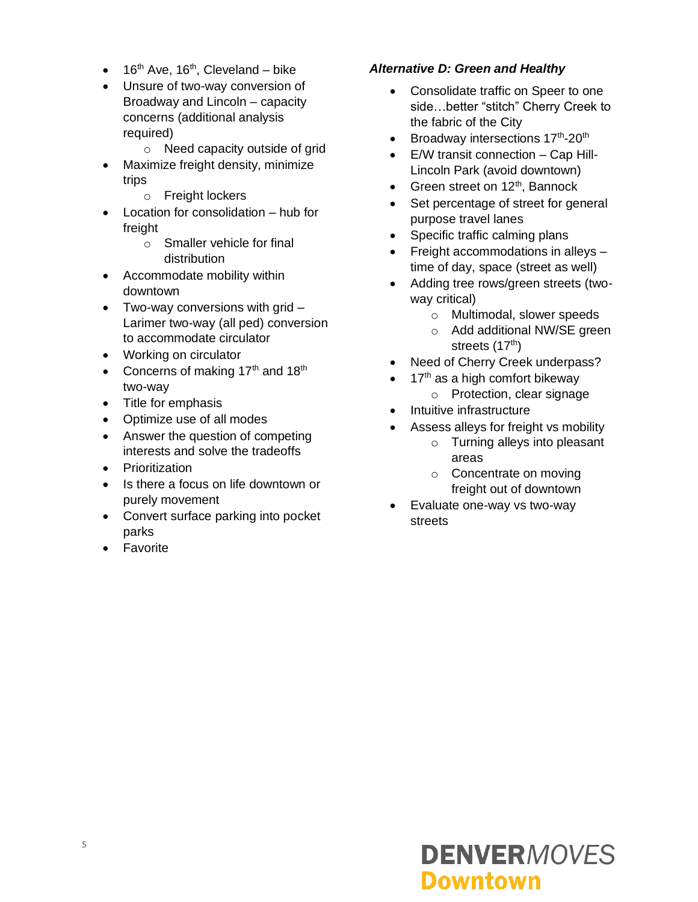- 16th Ave, 16th, Cleveland – bike
- Unsure of two-way conversion of Broadway and Lincoln – capacity concerns (additional analysis required)
  - Need capacity outside of grid
- Maximize freight density, minimize trips
  - Freight lockers
- Location for consolidation – hub for freight
  - Smaller vehicle for final distribution
- Accommodate mobility within downtown
- Two-way conversions with grid – Larimer two-way (all ped) conversion to accommodate circulator
- Working on circulator
- Concerns of making 17th and 18th two-way
- Title for emphasis
- Optimize use of all modes
- Answer the question of competing interests and solve the tradeoffs
- Prioritization
- Is there a focus on life downtown or purely movement
- Convert surface parking into pocket parks
- Favorite

***Alternative D: Green and Healthy***

- Consolidate traffic on Speer to one side…better "stitch" Cherry Creek to the fabric of the City
- Broadway intersections 17th-20th
- E/W transit connection – Cap Hill-Lincoln Park (avoid downtown)
- Green street on 12th, Bannock
- Set percentage of street for general purpose travel lanes
- Specific traffic calming plans
- Freight accommodations in alleys – time of day, space (street as well)
- Adding tree rows/green streets (two-way critical)
  - Multimodal, slower speeds
  - Add additional NW/SE green streets (17th)
- Need of Cherry Creek underpass?
- 17th as a high comfort bikeway
  - Protection, clear signage
- Intuitive infrastructure
- Assess alleys for freight vs mobility
  - Turning alleys into pleasant areas
  - Concentrate on moving freight out of downtown
- Evaluate one-way vs two-way streets